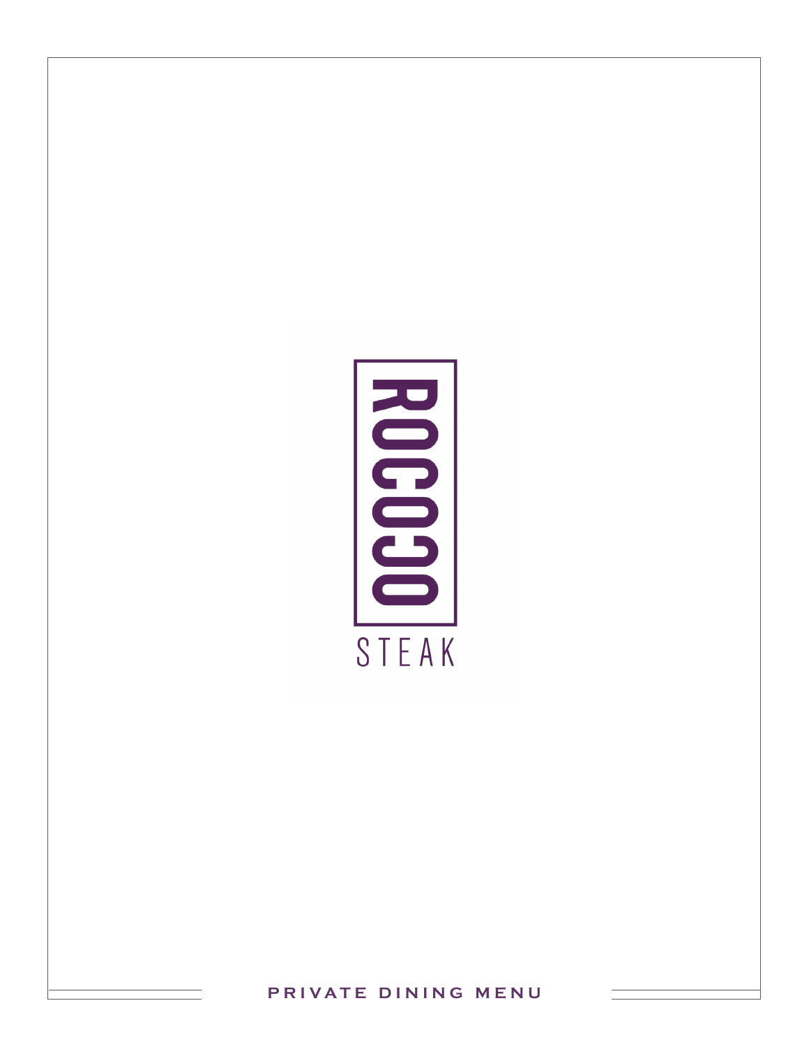# ROCOCO

STEAK

PRIVATE DINING MENU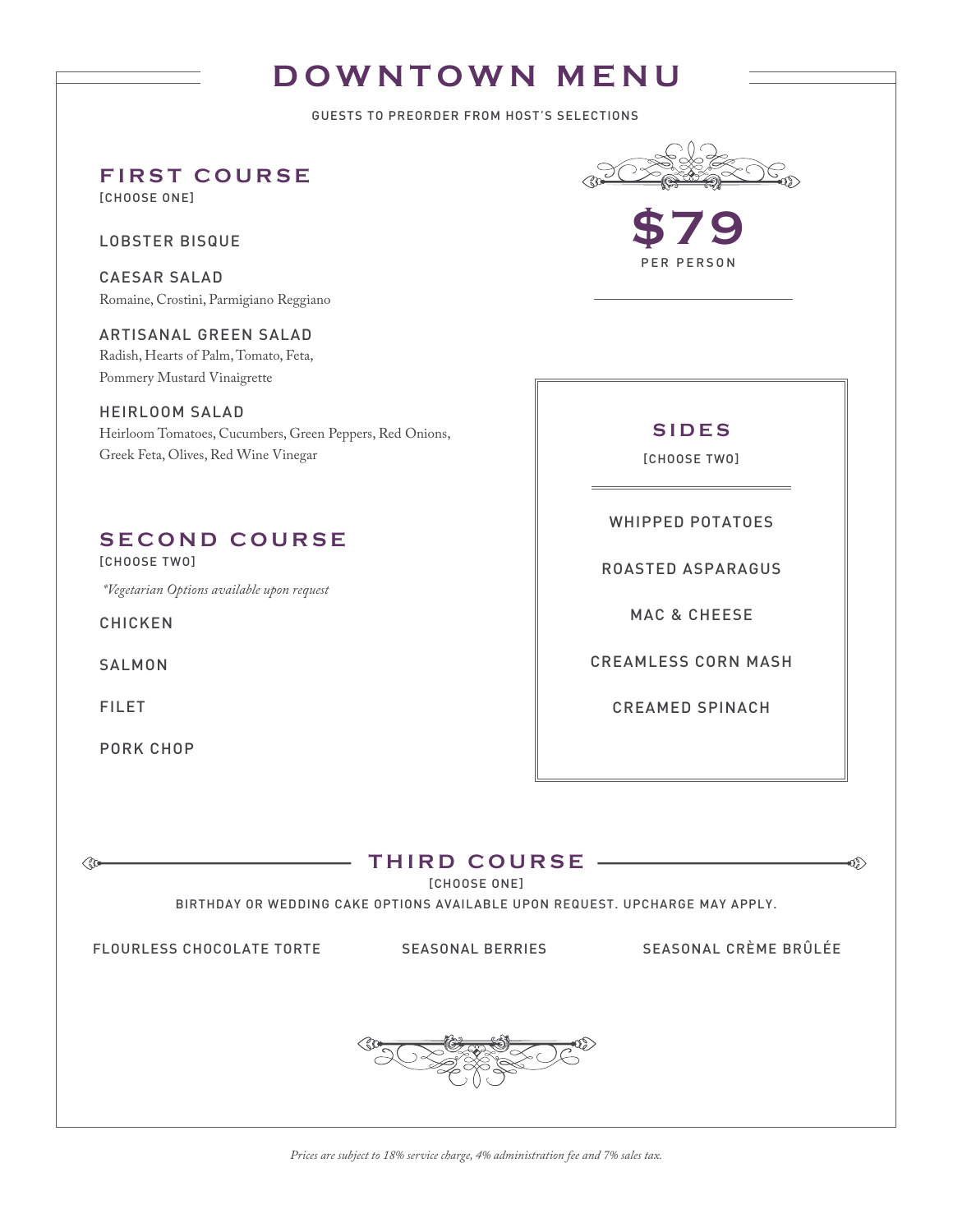# DOWNTOWN MENU

GUESTS TO PREORDER FROM HOST'S SELECTIONS

**$79**
PER PERSON

## FIRST COURSE

[CHOOSE ONE]

LOBSTER BISQUE

CAESAR SALAD
Romaine, Crostini, Parmigiano Reggiano

ARTISANAL GREEN SALAD
Radish, Hearts of Palm, Tomato, Feta, Pommery Mustard Vinaigrette

HEIRLOOM SALAD
Heirloom Tomatoes, Cucumbers, Green Peppers, Red Onions, Greek Feta, Olives, Red Wine Vinegar

## SECOND COURSE

[CHOOSE TWO]

*\*Vegetarian Options available upon request*

CHICKEN

SALMON

FILET

PORK CHOP

## SIDES

[CHOOSE TWO]

WHIPPED POTATOES

ROASTED ASPARAGUS

MAC & CHEESE

CREAMLESS CORN MASH

CREAMED SPINACH

## THIRD COURSE

[CHOOSE ONE]

BIRTHDAY OR WEDDING CAKE OPTIONS AVAILABLE UPON REQUEST. UPCHARGE MAY APPLY.

FLOURLESS CHOCOLATE TORTE

SEASONAL BERRIES

SEASONAL CRÈME BRÛLÉE

*Prices are subject to 18% service charge, 4% administration fee and 7% sales tax.*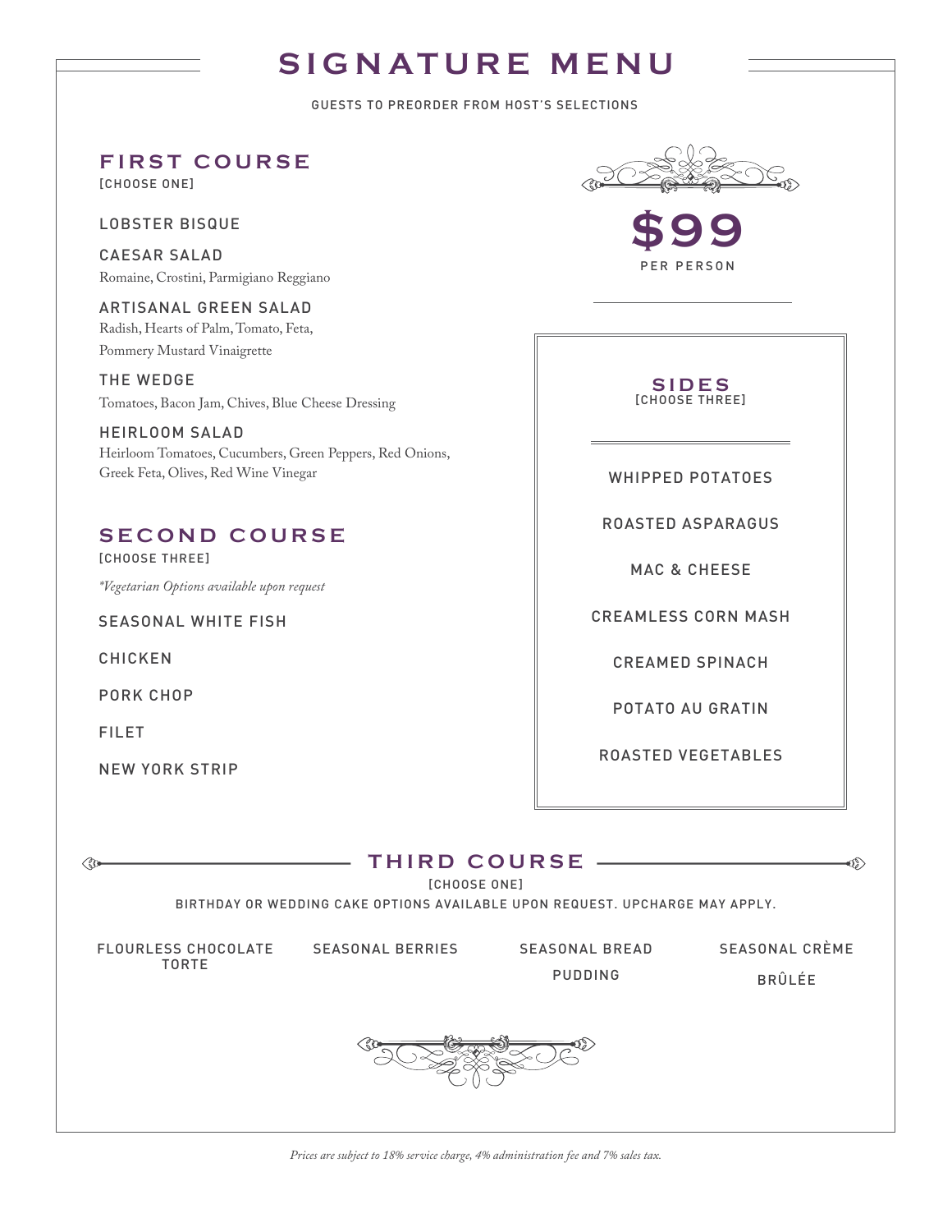# SIGNATURE MENU

GUESTS TO PREORDER FROM HOST'S SELECTIONS

**$99**
PER PERSON

## FIRST COURSE

[CHOOSE ONE]

LOBSTER BISQUE

CAESAR SALAD
Romaine, Crostini, Parmigiano Reggiano

ARTISANAL GREEN SALAD
Radish, Hearts of Palm, Tomato, Feta, Pommery Mustard Vinaigrette

THE WEDGE
Tomatoes, Bacon Jam, Chives, Blue Cheese Dressing

HEIRLOOM SALAD
Heirloom Tomatoes, Cucumbers, Green Peppers, Red Onions, Greek Feta, Olives, Red Wine Vinegar

## SECOND COURSE

[CHOOSE THREE]

*\*Vegetarian Options available upon request*

SEASONAL WHITE FISH

CHICKEN

PORK CHOP

FILET

NEW YORK STRIP

## SIDES

[CHOOSE THREE]

WHIPPED POTATOES

ROASTED ASPARAGUS

MAC & CHEESE

CREAMLESS CORN MASH

CREAMED SPINACH

POTATO AU GRATIN

ROASTED VEGETABLES

## THIRD COURSE

[CHOOSE ONE]

BIRTHDAY OR WEDDING CAKE OPTIONS AVAILABLE UPON REQUEST. UPCHARGE MAY APPLY.

FLOURLESS CHOCOLATE TORTE

SEASONAL BERRIES

SEASONAL BREAD PUDDING

SEASONAL CRÈME BRÛLÉE

*Prices are subject to 18% service charge, 4% administration fee and 7% sales tax.*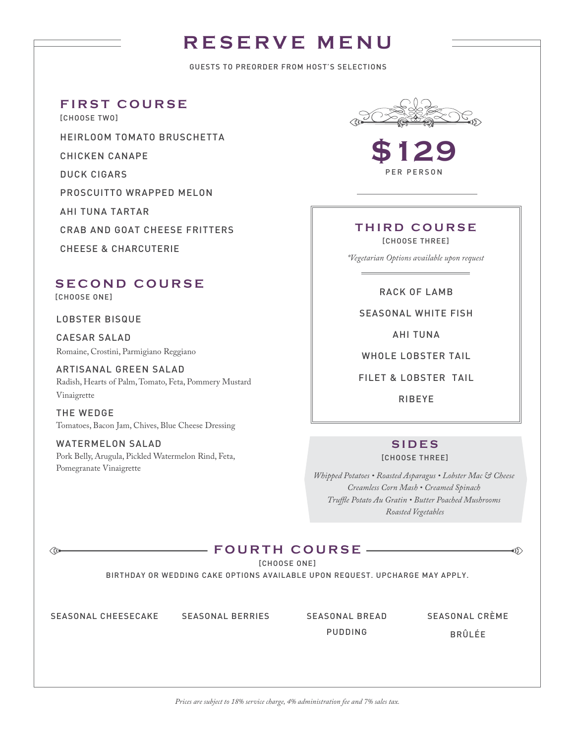# RESERVE MENU

GUESTS TO PREORDER FROM HOST'S SELECTIONS

## $129

PER PERSON

## FIRST COURSE

[CHOOSE TWO]

HEIRLOOM TOMATO BRUSCHETTA

CHICKEN CANAPE

DUCK CIGARS

PROSCUITTO WRAPPED MELON

AHI TUNA TARTAR

CRAB AND GOAT CHEESE FRITTERS

CHEESE & CHARCUTERIE

## SECOND COURSE

[CHOOSE ONE]

LOBSTER BISQUE

CAESAR SALAD
Romaine, Crostini, Parmigiano Reggiano

ARTISANAL GREEN SALAD
Radish, Hearts of Palm, Tomato, Feta, Pommery Mustard Vinaigrette

THE WEDGE
Tomatoes, Bacon Jam, Chives, Blue Cheese Dressing

WATERMELON SALAD
Pork Belly, Arugula, Pickled Watermelon Rind, Feta, Pomegranate Vinaigrette

## THIRD COURSE

[CHOOSE THREE]

*\*Vegetarian Options available upon request*

RACK OF LAMB

SEASONAL WHITE FISH

AHI TUNA

WHOLE LOBSTER TAIL

FILET & LOBSTER TAIL

RIBEYE

## SIDES

[CHOOSE THREE]

*Whipped Potatoes • Roasted Asparagus • Lobster Mac & Cheese*
*Creamless Corn Mash • Creamed Spinach*
*Truffle Potato Au Gratin • Butter Poached Mushrooms*
*Roasted Vegetables*

## FOURTH COURSE

[CHOOSE ONE]

BIRTHDAY OR WEDDING CAKE OPTIONS AVAILABLE UPON REQUEST. UPCHARGE MAY APPLY.

SEASONAL CHEESECAKE

SEASONAL BERRIES

SEASONAL BREAD PUDDING

SEASONAL CRÈME BRÛLÉE

*Prices are subject to 18% service charge, 4% administration fee and 7% sales tax.*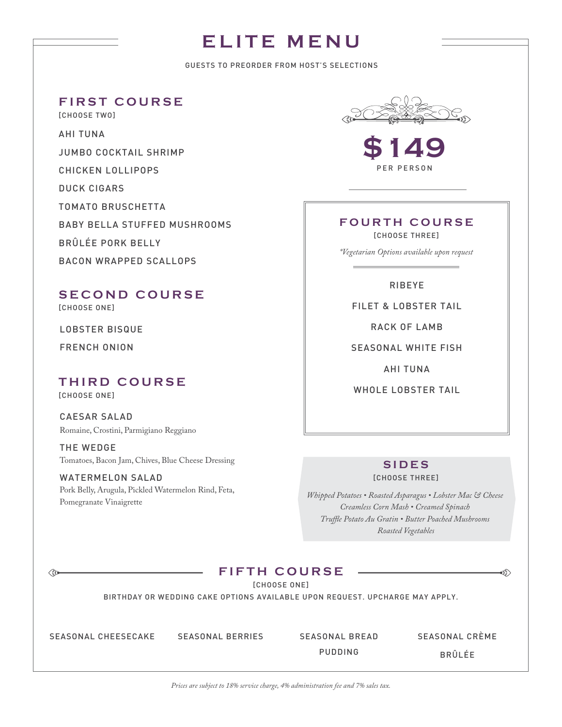# ELITE MENU

GUESTS TO PREORDER FROM HOST'S SELECTIONS

**$149**
PER PERSON

## FIRST COURSE

[CHOOSE TWO]

AHI TUNA

JUMBO COCKTAIL SHRIMP

CHICKEN LOLLIPOPS

DUCK CIGARS

TOMATO BRUSCHETTA

BABY BELLA STUFFED MUSHROOMS

BRÛLÉE PORK BELLY

BACON WRAPPED SCALLOPS

## SECOND COURSE

[CHOOSE ONE]

LOBSTER BISQUE

FRENCH ONION

## THIRD COURSE

[CHOOSE ONE]

CAESAR SALAD
Romaine, Crostini, Parmigiano Reggiano

THE WEDGE
Tomatoes, Bacon Jam, Chives, Blue Cheese Dressing

WATERMELON SALAD
Pork Belly, Arugula, Pickled Watermelon Rind, Feta, Pomegranate Vinaigrette

## FOURTH COURSE

[CHOOSE THREE]

*\*Vegetarian Options available upon request*

RIBEYE

FILET & LOBSTER TAIL

RACK OF LAMB

SEASONAL WHITE FISH

AHI TUNA

WHOLE LOBSTER TAIL

## SIDES

[CHOOSE THREE]

*Whipped Potatoes • Roasted Asparagus • Lobster Mac & Cheese • Creamless Corn Mash • Creamed Spinach • Truffle Potato Au Gratin • Butter Poached Mushrooms • Roasted Vegetables*

## FIFTH COURSE

[CHOOSE ONE]

BIRTHDAY OR WEDDING CAKE OPTIONS AVAILABLE UPON REQUEST. UPCHARGE MAY APPLY.

SEASONAL CHEESECAKE

SEASONAL BERRIES

SEASONAL BREAD PUDDING

SEASONAL CRÈME BRÛLÉE

*Prices are subject to 18% service charge, 4% administration fee and 7% sales tax.*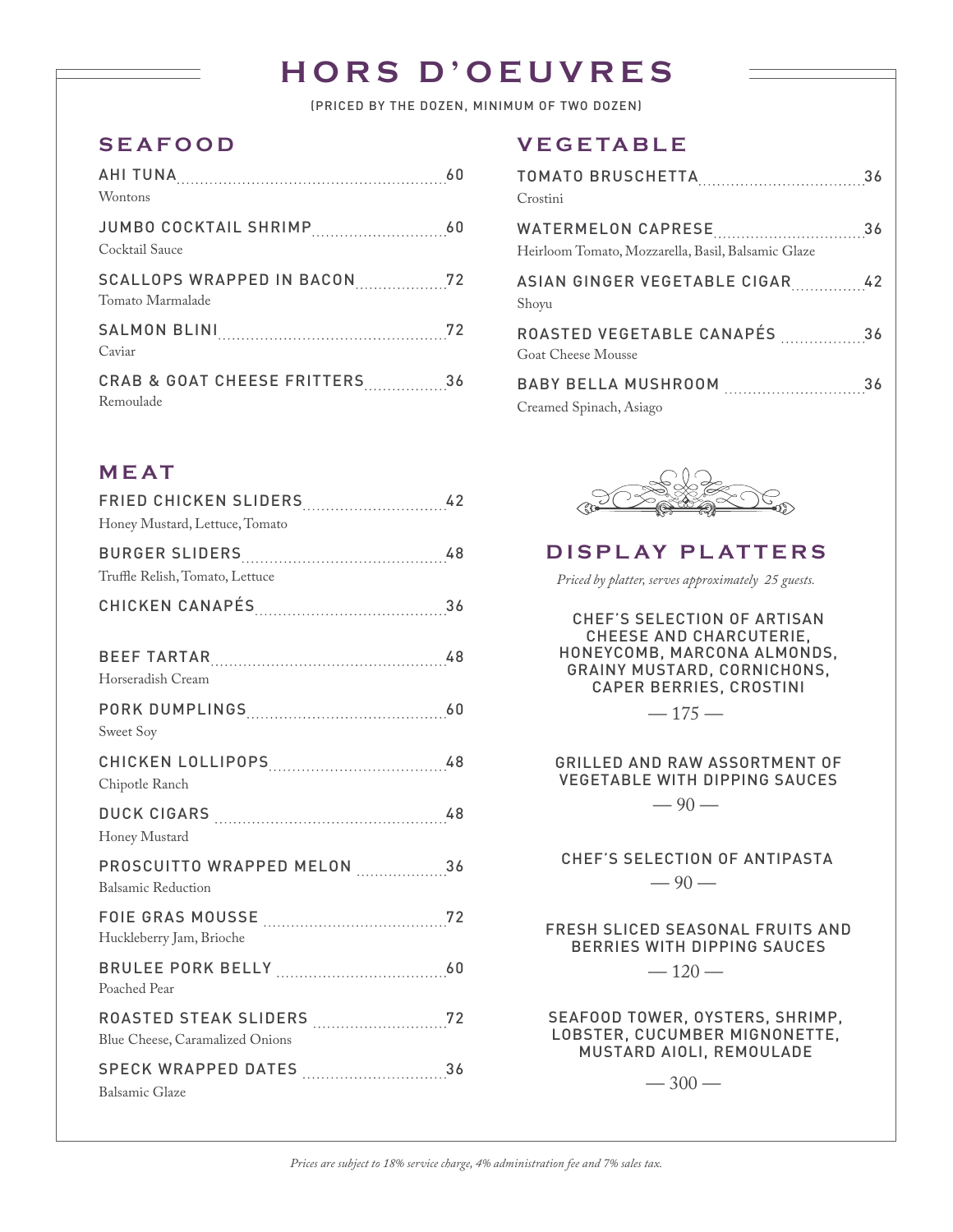# HORS D'OEUVRES

(PRICED BY THE DOZEN, MINIMUM OF TWO DOZEN)

## SEAFOOD

**AHI TUNA** ........ 60
Wontons

**JUMBO COCKTAIL SHRIMP** ........ 60
Cocktail Sauce

**SCALLOPS WRAPPED IN BACON** ........ 72
Tomato Marmalade

**SALMON BLINI** ........ 72
Caviar

**CRAB & GOAT CHEESE FRITTERS** ........ 36
Remoulade

## MEAT

**FRIED CHICKEN SLIDERS** ........ 42
Honey Mustard, Lettuce, Tomato

**BURGER SLIDERS** ........ 48
Truffle Relish, Tomato, Lettuce

**CHICKEN CANAPÉS** ........ 36

**BEEF TARTAR** ........ 48
Horseradish Cream

**PORK DUMPLINGS** ........ 60
Sweet Soy

**CHICKEN LOLLIPOPS** ........ 48
Chipotle Ranch

**DUCK CIGARS** ........ 48
Honey Mustard

**PROSCUITTO WRAPPED MELON** ........ 36
Balsamic Reduction

**FOIE GRAS MOUSSE** ........ 72
Huckleberry Jam, Brioche

**BRULEE PORK BELLY** ........ 60
Poached Pear

**ROASTED STEAK SLIDERS** ........ 72
Blue Cheese, Caramalized Onions

**SPECK WRAPPED DATES** ........ 36
Balsamic Glaze

## VEGETABLE

**TOMATO BRUSCHETTA** ........ 36
Crostini

**WATERMELON CAPRESE** ........ 36
Heirloom Tomato, Mozzarella, Basil, Balsamic Glaze

**ASIAN GINGER VEGETABLE CIGAR** ........ 42
Shoyu

**ROASTED VEGETABLE CANAPÉS** ........ 36
Goat Cheese Mousse

**BABY BELLA MUSHROOM** ........ 36
Creamed Spinach, Asiago

## DISPLAY PLATTERS

*Priced by platter, serves approximately 25 guests.*

**CHEF'S SELECTION OF ARTISAN CHEESE AND CHARCUTERIE, HONEYCOMB, MARCONA ALMONDS, GRAINY MUSTARD, CORNICHONS, CAPER BERRIES, CROSTINI**

— 175 —

**GRILLED AND RAW ASSORTMENT OF VEGETABLE WITH DIPPING SAUCES**

— 90 —

**CHEF'S SELECTION OF ANTIPASTA**

— 90 —

**FRESH SLICED SEASONAL FRUITS AND BERRIES WITH DIPPING SAUCES**

— 120 —

**SEAFOOD TOWER, OYSTERS, SHRIMP, LOBSTER, CUCUMBER MIGNONETTE, MUSTARD AIOLI, REMOULADE**

— 300 —

*Prices are subject to 18% service charge, 4% administration fee and 7% sales tax.*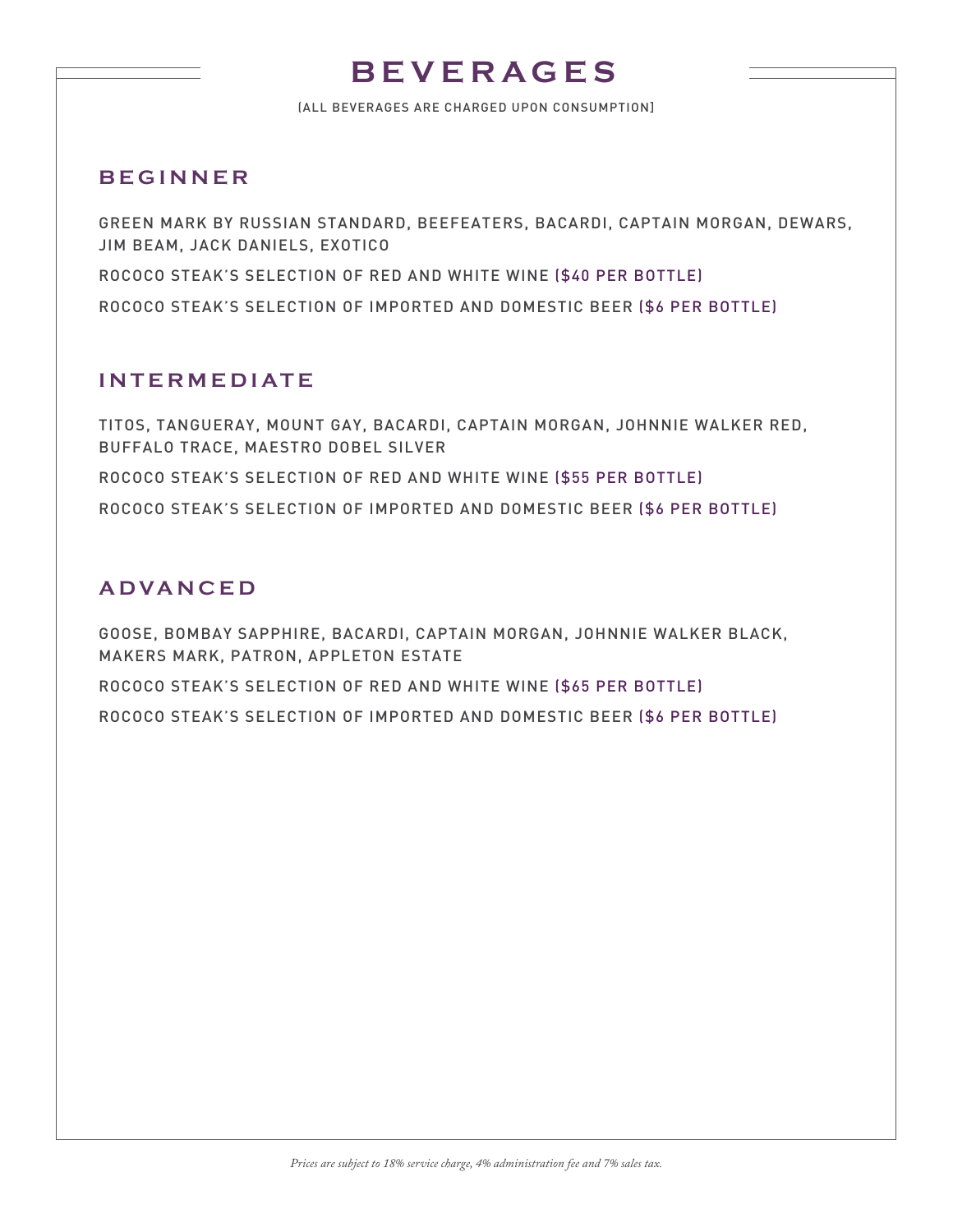# BEVERAGES

(ALL BEVERAGES ARE CHARGED UPON CONSUMPTION)

## BEGINNER

GREEN MARK BY RUSSIAN STANDARD, BEEFEATERS, BACARDI, CAPTAIN MORGAN, DEWARS, JIM BEAM, JACK DANIELS, EXOTICO

ROCOCO STEAK'S SELECTION OF RED AND WHITE WINE ($40 PER BOTTLE)

ROCOCO STEAK'S SELECTION OF IMPORTED AND DOMESTIC BEER ($6 PER BOTTLE)

## INTERMEDIATE

TITOS, TANGUERAY, MOUNT GAY, BACARDI, CAPTAIN MORGAN, JOHNNIE WALKER RED, BUFFALO TRACE, MAESTRO DOBEL SILVER

ROCOCO STEAK'S SELECTION OF RED AND WHITE WINE ($55 PER BOTTLE)

ROCOCO STEAK'S SELECTION OF IMPORTED AND DOMESTIC BEER ($6 PER BOTTLE)

## ADVANCED

GOOSE, BOMBAY SAPPHIRE, BACARDI, CAPTAIN MORGAN, JOHNNIE WALKER BLACK, MAKERS MARK, PATRON, APPLETON ESTATE

ROCOCO STEAK'S SELECTION OF RED AND WHITE WINE ($65 PER BOTTLE)

ROCOCO STEAK'S SELECTION OF IMPORTED AND DOMESTIC BEER ($6 PER BOTTLE)

*Prices are subject to 18% service charge, 4% administration fee and 7% sales tax.*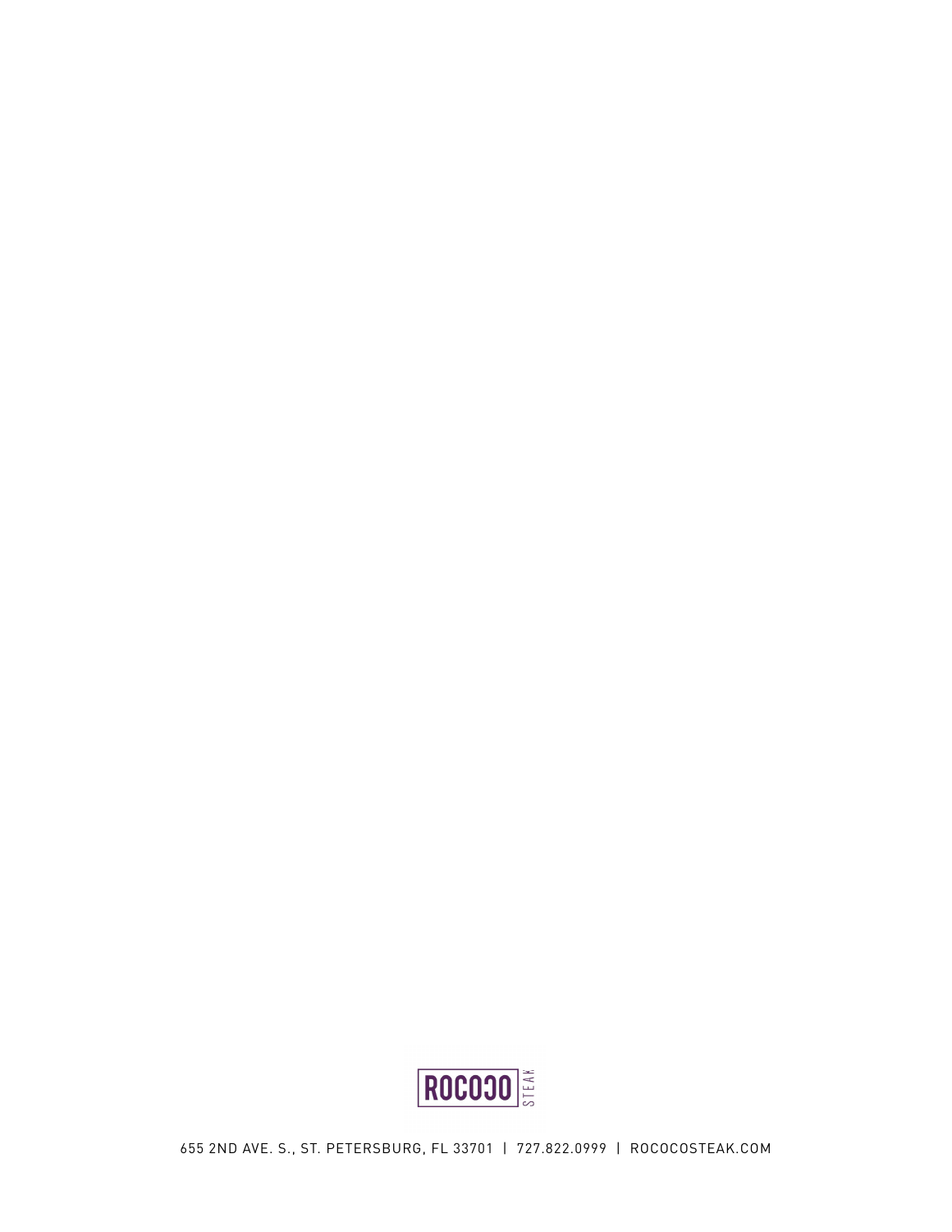ROCOCO STEAK

655 2ND AVE. S., ST. PETERSBURG, FL 33701 | 727.822.0999 | ROCOCOSTEAK.COM